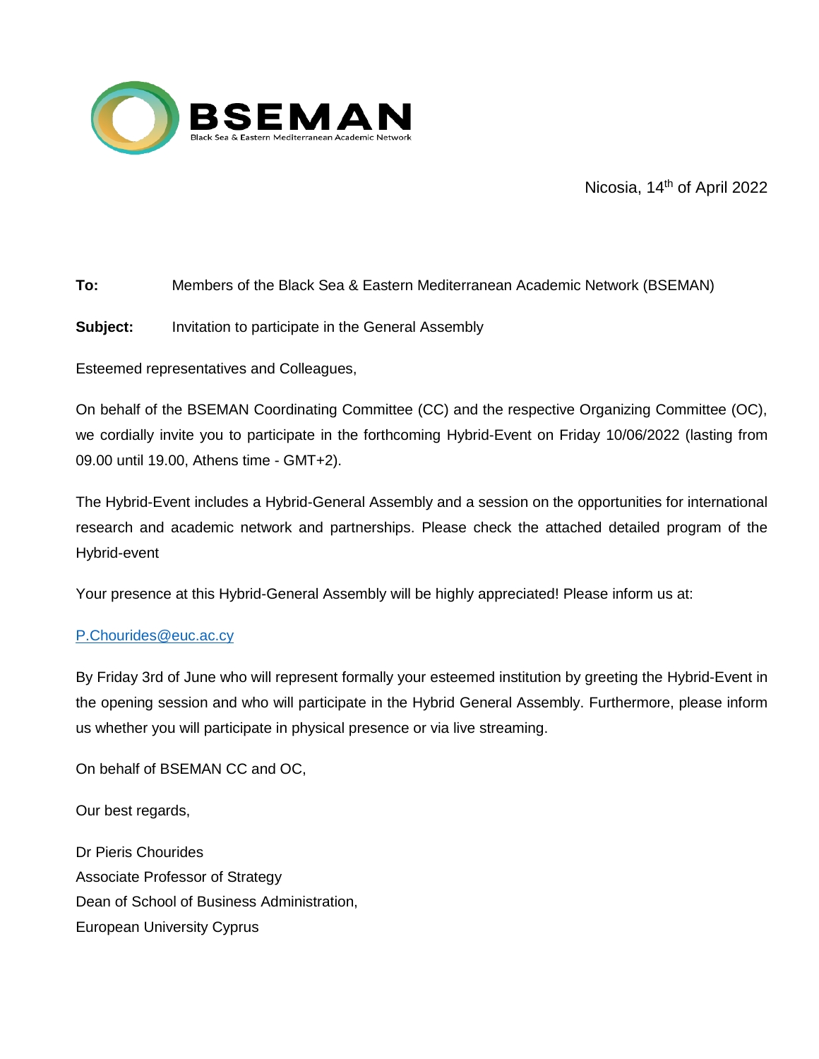**BSEMAN**
Black Sea & Eastern Mediterranean Academic Network

Nicosia, 14th of April 2022

**To:** Members of the Black Sea & Eastern Mediterranean Academic Network (BSEMAN)

**Subject:** Invitation to participate in the General Assembly

Esteemed representatives and Colleagues,

On behalf of the BSEMAN Coordinating Committee (CC) and the respective Organizing Committee (OC), we cordially invite you to participate in the forthcoming Hybrid-Event on Friday 10/06/2022 (lasting from 09.00 until 19.00, Athens time - GMT+2).

The Hybrid-Event includes a Hybrid-General Assembly and a session on the opportunities for international research and academic network and partnerships. Please check the attached detailed program of the Hybrid-event

Your presence at this Hybrid-General Assembly will be highly appreciated! Please inform us at:

P.Chourides@euc.ac.cy

By Friday 3rd of June who will represent formally your esteemed institution by greeting the Hybrid-Event in the opening session and who will participate in the Hybrid General Assembly. Furthermore, please inform us whether you will participate in physical presence or via live streaming.

On behalf of BSEMAN CC and OC,

Our best regards,

Dr Pieris Chourides
Associate Professor of Strategy
Dean of School of Business Administration,
European University Cyprus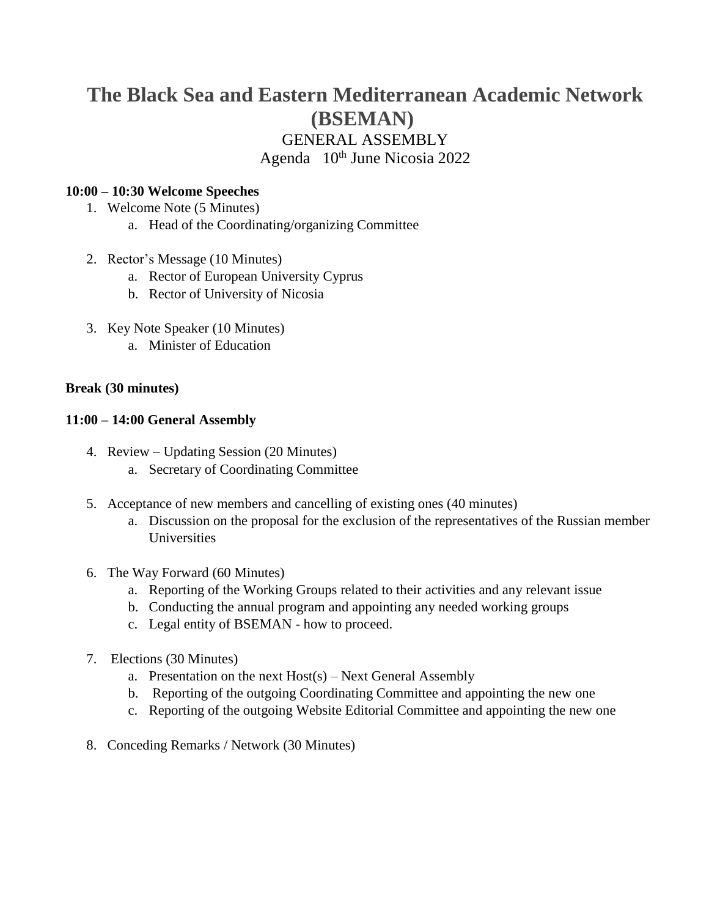# The Black Sea and Eastern Mediterranean Academic Network (BSEMAN)

GENERAL ASSEMBLY

Agenda 10th June Nicosia 2022

**10:00 – 10:30 Welcome Speeches**

1. Welcome Note (5 Minutes)
    a. Head of the Coordinating/organizing Committee

2. Rector's Message (10 Minutes)
    a. Rector of European University Cyprus
    b. Rector of University of Nicosia

3. Key Note Speaker (10 Minutes)
    a. Minister of Education

**Break (30 minutes)**

**11:00 – 14:00 General Assembly**

4. Review – Updating Session (20 Minutes)
    a. Secretary of Coordinating Committee

5. Acceptance of new members and cancelling of existing ones (40 minutes)
    a. Discussion on the proposal for the exclusion of the representatives of the Russian member Universities

6. The Way Forward (60 Minutes)
    a. Reporting of the Working Groups related to their activities and any relevant issue
    b. Conducting the annual program and appointing any needed working groups
    c. Legal entity of BSEMAN - how to proceed.

7. Elections (30 Minutes)
    a. Presentation on the next Host(s) – Next General Assembly
    b. Reporting of the outgoing Coordinating Committee and appointing the new one
    c. Reporting of the outgoing Website Editorial Committee and appointing the new one

8. Conceding Remarks / Network (30 Minutes)